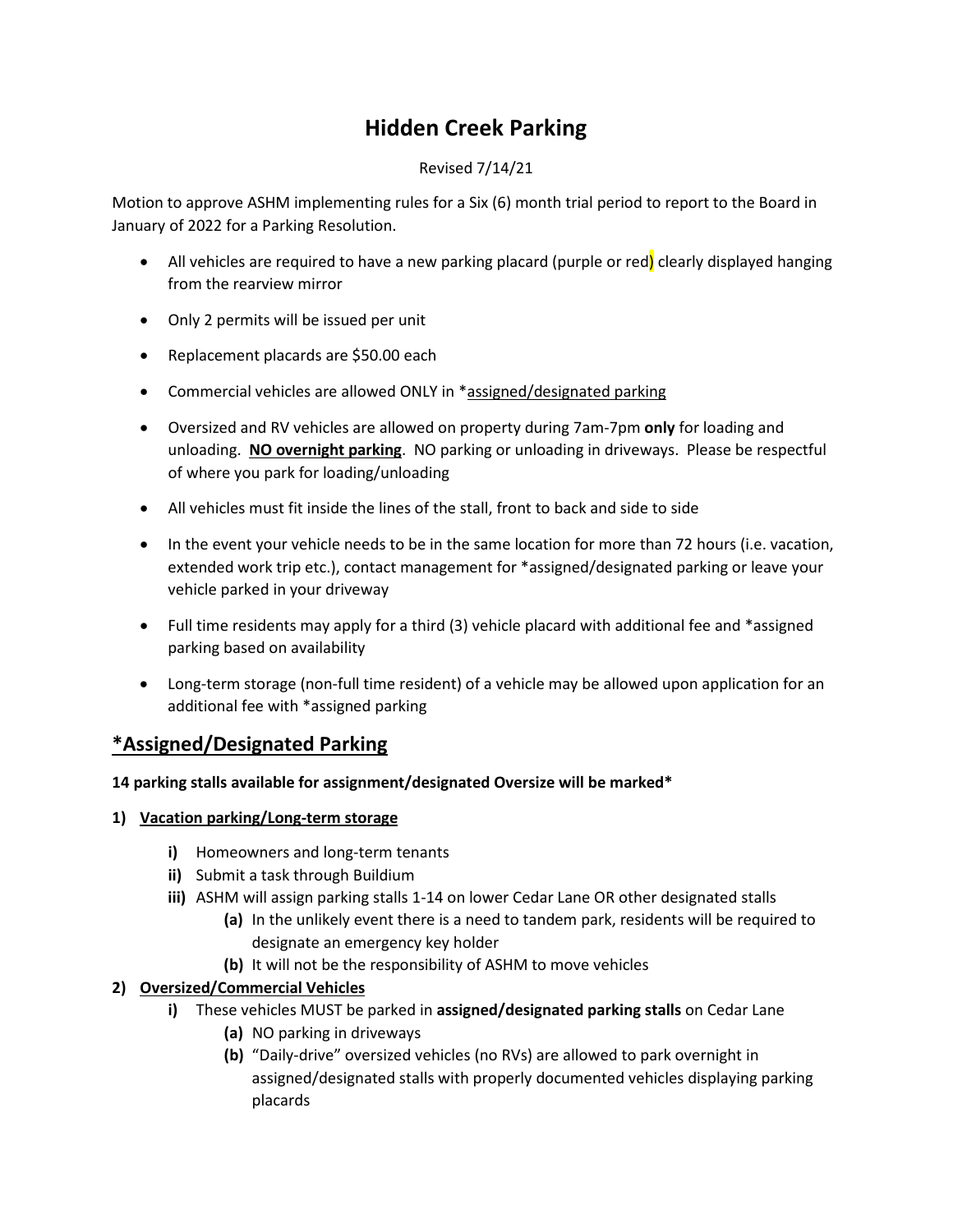# Hidden Creek Parking

Revised 7/14/21

Motion to approve ASHM implementing rules for a Six (6) month trial period to report to the Board in January of 2022 for a Parking Resolution.

- All vehicles are required to have a new parking placard (purple or red) clearly displayed hanging from the rearview mirror
- Only 2 permits will be issued per unit
- Replacement placards are $50.00 each
- Commercial vehicles are allowed ONLY in *assigned/designated parking
- Oversized and RV vehicles are allowed on property during 7am-7pm **only** for loading and unloading. **NO overnight parking**. NO parking or unloading in driveways. Please be respectful of where you park for loading/unloading
- All vehicles must fit inside the lines of the stall, front to back and side to side
- In the event your vehicle needs to be in the same location for more than 72 hours (i.e. vacation, extended work trip etc.), contact management for *assigned/designated parking or leave your vehicle parked in your driveway
- Full time residents may apply for a third (3) vehicle placard with additional fee and *assigned parking based on availability
- Long-term storage (non-full time resident) of a vehicle may be allowed upon application for an additional fee with *assigned parking

## *Assigned/Designated Parking

**14 parking stalls available for assignment/designated Oversize will be marked***

1) **Vacation parking/Long-term storage**
   - **i)** Homeowners and long-term tenants
   - **ii)** Submit a task through Buildium
   - **iii)** ASHM will assign parking stalls 1-14 on lower Cedar Lane OR other designated stalls
     - **(a)** In the unlikely event there is a need to tandem park, residents will be required to designate an emergency key holder
     - **(b)** It will not be the responsibility of ASHM to move vehicles
2) **Oversized/Commercial Vehicles**
   - **i)** These vehicles MUST be parked in **assigned/designated parking stalls** on Cedar Lane
     - **(a)** NO parking in driveways
     - **(b)** "Daily-drive" oversized vehicles (no RVs) are allowed to park overnight in assigned/designated stalls with properly documented vehicles displaying parking placards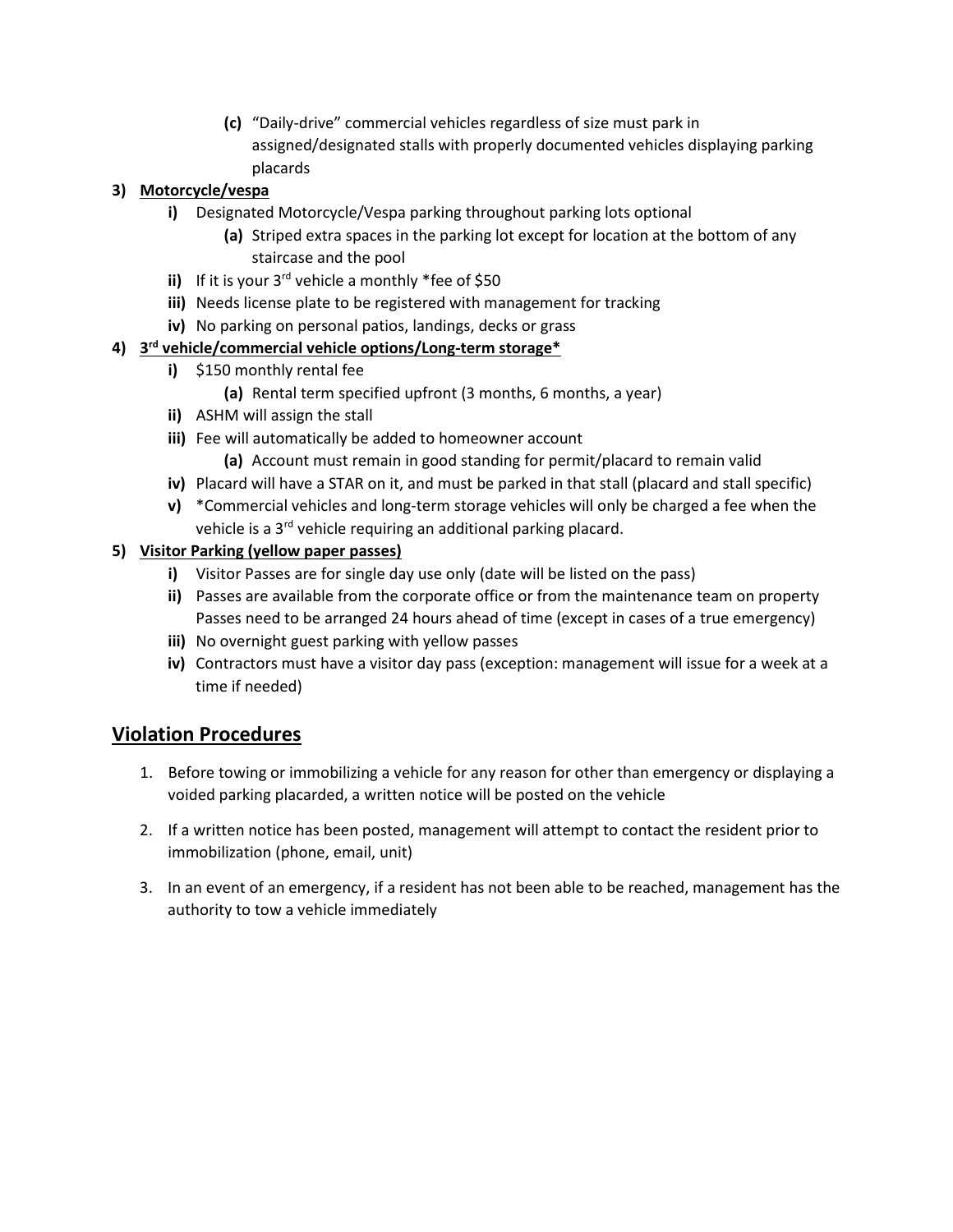(c) "Daily-drive" commercial vehicles regardless of size must park in assigned/designated stalls with properly documented vehicles displaying parking placards

3) **Motorcycle/vespa**

   i) Designated Motorcycle/Vespa parking throughout parking lots optional

      (a) Striped extra spaces in the parking lot except for location at the bottom of any staircase and the pool

   ii) If it is your 3rd vehicle a monthly *fee of $50

   iii) Needs license plate to be registered with management for tracking

   iv) No parking on personal patios, landings, decks or grass

4) **3rd vehicle/commercial vehicle options/Long-term storage***

   i) $150 monthly rental fee

      (a) Rental term specified upfront (3 months, 6 months, a year)

   ii) ASHM will assign the stall

   iii) Fee will automatically be added to homeowner account

      (a) Account must remain in good standing for permit/placard to remain valid

   iv) Placard will have a STAR on it, and must be parked in that stall (placard and stall specific)

   v) *Commercial vehicles and long-term storage vehicles will only be charged a fee when the vehicle is a 3rd vehicle requiring an additional parking placard.

5) **Visitor Parking (yellow paper passes)**

   i) Visitor Passes are for single day use only (date will be listed on the pass)

   ii) Passes are available from the corporate office or from the maintenance team on property Passes need to be arranged 24 hours ahead of time (except in cases of a true emergency)

   iii) No overnight guest parking with yellow passes

   iv) Contractors must have a visitor day pass (exception: management will issue for a week at a time if needed)

## Violation Procedures

1. Before towing or immobilizing a vehicle for any reason for other than emergency or displaying a voided parking placarded, a written notice will be posted on the vehicle

2. If a written notice has been posted, management will attempt to contact the resident prior to immobilization (phone, email, unit)

3. In an event of an emergency, if a resident has not been able to be reached, management has the authority to tow a vehicle immediately